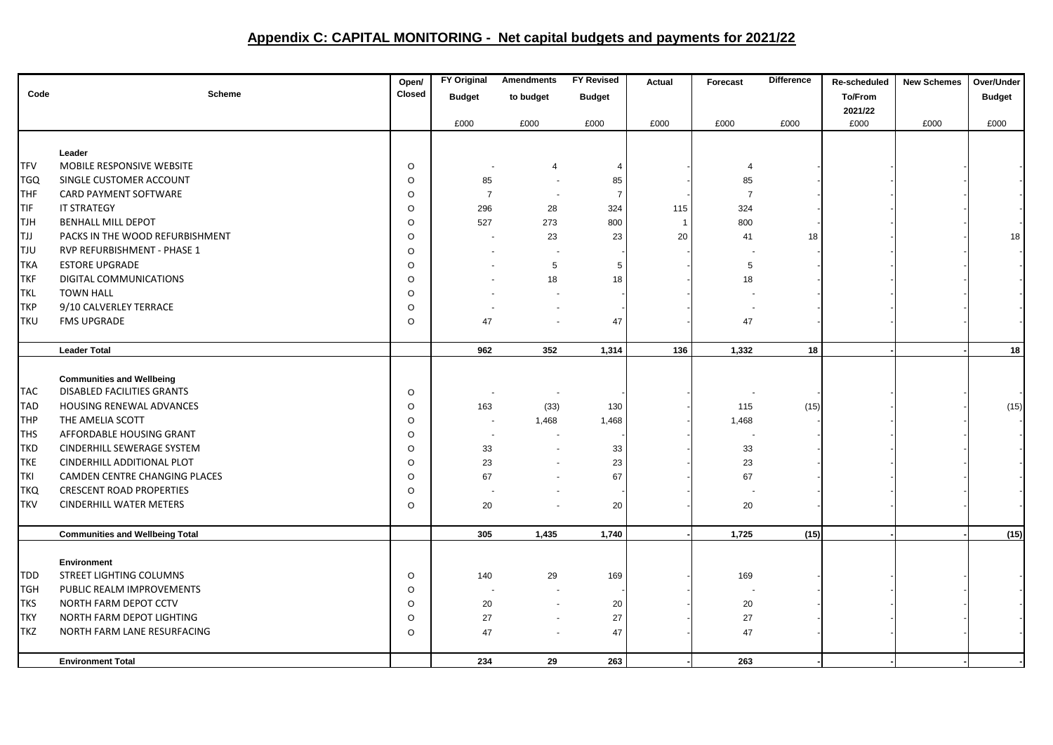# Appendix C: CAPITAL MONITORING - Net capital budgets and payments for 2021/22

| Code | Scheme | Open/ Closed | FY Original Budget | Amendments to budget | FY Revised Budget | Actual | Forecast | Difference | Re-scheduled To/From 2021/22 | New Schemes | Over/Under Budget |
|---|---|---|---|---|---|---|---|---|---|---|---|
| | | | £000 | £000 | £000 | £000 | £000 | £000 | £000 | £000 | £000 |
| | **Leader** | | | | | | | | | | |
| TFV | MOBILE RESPONSIVE WEBSITE | O | - | 4 | 4 | - | 4 | - | - | - | - |
| TGQ | SINGLE CUSTOMER ACCOUNT | O | 85 | - | 85 | - | 85 | - | - | - | - |
| THF | CARD PAYMENT SOFTWARE | O | 7 | - | 7 | - | 7 | - | - | - | - |
| TIF | IT STRATEGY | O | 296 | 28 | 324 | 115 | 324 | - | - | - | - |
| TJH | BENHALL MILL DEPOT | O | 527 | 273 | 800 | 1 | 800 | - | - | - | - |
| TJJ | PACKS IN THE WOOD REFURBISHMENT | O | - | 23 | 23 | 20 | 41 | 18 | - | - | 18 |
| TJU | RVP REFURBISHMENT - PHASE 1 | O | - | - | - | - | - | - | - | - | - |
| TKA | ESTORE UPGRADE | O | - | 5 | 5 | - | 5 | - | - | - | - |
| TKF | DIGITAL COMMUNICATIONS | O | - | 18 | 18 | - | 18 | - | - | - | - |
| TKL | TOWN HALL | O | - | - | - | - | - | - | - | - | - |
| TKP | 9/10 CALVERLEY TERRACE | O | - | - | - | - | - | - | - | - | - |
| TKU | FMS UPGRADE | O | 47 | - | 47 | - | 47 | - | - | - | - |
| | **Leader Total** | | **962** | **352** | **1,314** | **136** | **1,332** | **18** | **-** | **-** | **18** |
| | **Communities and Wellbeing** | | | | | | | | | | |
| TAC | DISABLED FACILITIES GRANTS | O | - | - | - | - | - | - | - | - | - |
| TAD | HOUSING RENEWAL ADVANCES | O | 163 | (33) | 130 | - | 115 | (15) | - | - | (15) |
| THP | THE AMELIA SCOTT | O | - | 1,468 | 1,468 | - | 1,468 | - | - | - | - |
| THS | AFFORDABLE HOUSING GRANT | O | - | - | - | - | - | - | - | - | - |
| TKD | CINDERHILL SEWERAGE SYSTEM | O | 33 | - | 33 | - | 33 | - | - | - | - |
| TKE | CINDERHILL ADDITIONAL PLOT | O | 23 | - | 23 | - | 23 | - | - | - | - |
| TKI | CAMDEN CENTRE CHANGING PLACES | O | 67 | - | 67 | - | 67 | - | - | - | - |
| TKQ | CRESCENT ROAD PROPERTIES | O | - | - | - | - | - | - | - | - | - |
| TKV | CINDERHILL WATER METERS | O | 20 | - | 20 | - | 20 | - | - | - | - |
| | **Communities and Wellbeing Total** | | **305** | **1,435** | **1,740** | **-** | **1,725** | **(15)** | **-** | **-** | **(15)** |
| | **Environment** | | | | | | | | | | |
| TDD | STREET LIGHTING COLUMNS | O | 140 | 29 | 169 | - | 169 | - | - | - | - |
| TGH | PUBLIC REALM IMPROVEMENTS | O | - | - | - | - | - | - | - | - | - |
| TKS | NORTH FARM DEPOT CCTV | O | 20 | - | 20 | - | 20 | - | - | - | - |
| TKY | NORTH FARM DEPOT LIGHTING | O | 27 | - | 27 | - | 27 | - | - | - | - |
| TKZ | NORTH FARM LANE RESURFACING | O | 47 | - | 47 | - | 47 | - | - | - | - |
| | **Environment Total** | | **234** | **29** | **263** | **-** | **263** | **-** | **-** | **-** | **-** |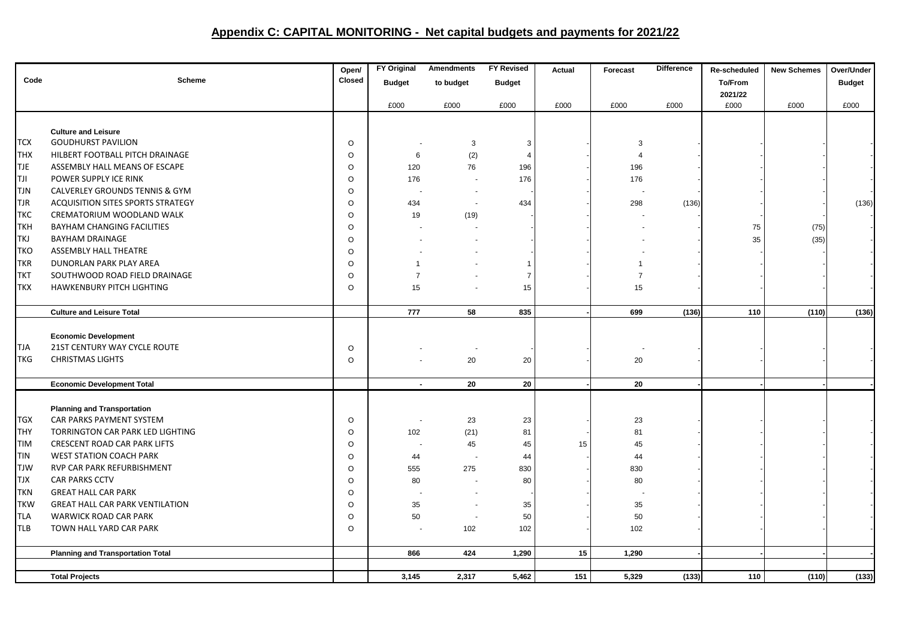## Appendix C: CAPITAL MONITORING - Net capital budgets and payments for 2021/22

| Code | Scheme | Open/ Closed | FY Original Budget £000 | Amendments to budget £000 | FY Revised Budget £000 | Actual £000 | Forecast £000 | Difference £000 | Re-scheduled To/From 2021/22 £000 | New Schemes £000 | Over/Under Budget £000 |
|---|---|---|---|---|---|---|---|---|---|---|---|
| | **Culture and Leisure** | | | | | | | | | | |
| TCX | GOUDHURST PAVILION | O | - | 3 | 3 | - | 3 | - | - | - | - |
| THX | HILBERT FOOTBALL PITCH DRAINAGE | O | 6 | (2) | 4 | - | 4 | - | - | - | - |
| TJE | ASSEMBLY HALL MEANS OF ESCAPE | O | 120 | 76 | 196 | - | 196 | - | - | - | - |
| TJI | POWER SUPPLY ICE RINK | O | 176 | - | 176 | - | 176 | - | - | - | - |
| TJN | CALVERLEY GROUNDS TENNIS & GYM | O | - | - | - | - | - | - | - | - | - |
| TJR | ACQUISITION SITES SPORTS STRATEGY | O | 434 | - | 434 | - | 298 | (136) | - | - | (136) |
| TKC | CREMATORIUM WOODLAND WALK | O | 19 | (19) | - | - | - | - | - | - | - |
| TKH | BAYHAM CHANGING FACILITIES | O | - | - | - | - | - | - | 75 | (75) | - |
| TKJ | BAYHAM DRAINAGE | O | - | - | - | - | - | - | 35 | (35) | - |
| TKO | ASSEMBLY HALL THEATRE | O | - | - | - | - | - | - | - | - | - |
| TKR | DUNORLAN PARK PLAY AREA | O | 1 | - | 1 | - | 1 | - | - | - | - |
| TKT | SOUTHWOOD ROAD FIELD DRAINAGE | O | 7 | - | 7 | - | 7 | - | - | - | - |
| TKX | HAWKENBURY PITCH LIGHTING | O | 15 | - | 15 | - | 15 | - | - | - | - |
| | **Culture and Leisure Total** | | **777** | **58** | **835** | **-** | **699** | **(136)** | **110** | **(110)** | **(136)** |
| | **Economic Development** | | | | | | | | | | |
| TJA | 21ST CENTURY WAY CYCLE ROUTE | O | - | - | - | - | - | - | - | - | - |
| TKG | CHRISTMAS LIGHTS | O | - | 20 | 20 | - | 20 | - | - | - | - |
| | **Economic Development Total** | | **-** | **20** | **20** | **-** | **20** | **-** | **-** | **-** | **-** |
| | **Planning and Transportation** | | | | | | | | | | |
| TGX | CAR PARKS PAYMENT SYSTEM | O | - | 23 | 23 | - | 23 | - | - | - | - |
| THY | TORRINGTON CAR PARK LED LIGHTING | O | 102 | (21) | 81 | - | 81 | - | - | - | - |
| TIM | CRESCENT ROAD CAR PARK LIFTS | O | - | 45 | 45 | 15 | 45 | - | - | - | - |
| TIN | WEST STATION COACH PARK | O | 44 | - | 44 | - | 44 | - | - | - | - |
| TJW | RVP CAR PARK REFURBISHMENT | O | 555 | 275 | 830 | - | 830 | - | - | - | - |
| TJX | CAR PARKS CCTV | O | 80 | - | 80 | - | 80 | - | - | - | - |
| TKN | GREAT HALL CAR PARK | O | - | - | - | - | - | - | - | - | - |
| TKW | GREAT HALL CAR PARK VENTILATION | O | 35 | - | 35 | - | 35 | - | - | - | - |
| TLA | WARWICK ROAD CAR PARK | O | 50 | - | 50 | - | 50 | - | - | - | - |
| TLB | TOWN HALL YARD CAR PARK | O | - | 102 | 102 | - | 102 | - | - | - | - |
| | **Planning and Transportation Total** | | **866** | **424** | **1,290** | **15** | **1,290** | **-** | **-** | **-** | **-** |
| | **Total Projects** | | **3,145** | **2,317** | **5,462** | **151** | **5,329** | **(133)** | **110** | **(110)** | **(133)** |